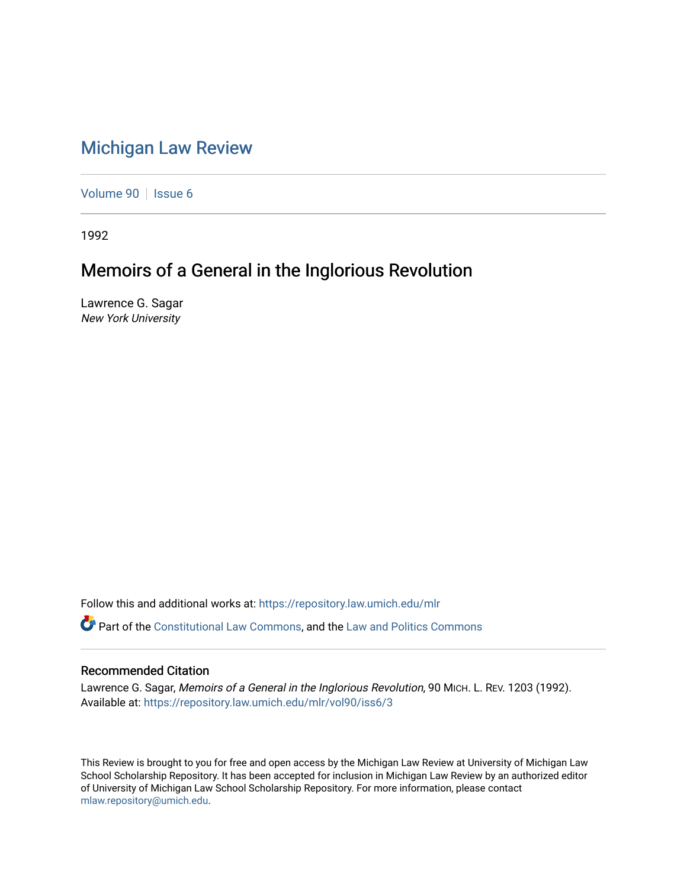# Michigan Law Review

Volume 90 | Issue 6

1992

## Memoirs of a General in the Inglorious Revolution

Lawrence G. Sagar
*New York University*

Follow this and additional works at: https://repository.law.umich.edu/mlr

Part of the Constitutional Law Commons, and the Law and Politics Commons

### Recommended Citation

Lawrence G. Sagar, *Memoirs of a General in the Inglorious Revolution*, 90 MICH. L. REV. 1203 (1992).
Available at: https://repository.law.umich.edu/mlr/vol90/iss6/3

This Review is brought to you for free and open access by the Michigan Law Review at University of Michigan Law School Scholarship Repository. It has been accepted for inclusion in Michigan Law Review by an authorized editor of University of Michigan Law School Scholarship Repository. For more information, please contact mlaw.repository@umich.edu.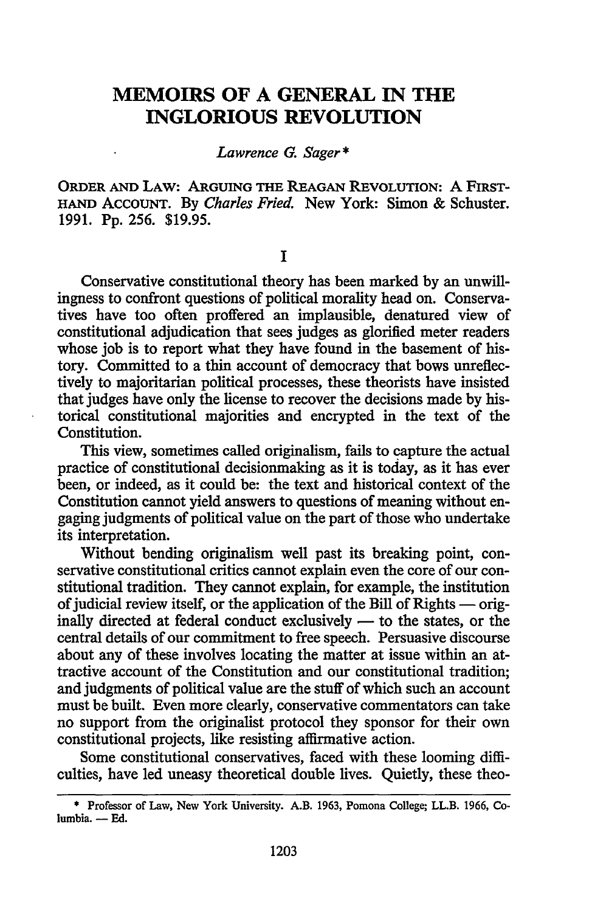# MEMOIRS OF A GENERAL IN THE INGLORIOUS REVOLUTION

*Lawrence G. Sager\**

ORDER AND LAW: ARGUING THE REAGAN REVOLUTION: A FIRST-HAND ACCOUNT. By *Charles Fried*. New York: Simon & Schuster. 1991. Pp. 256. $19.95.

## I

Conservative constitutional theory has been marked by an unwillingness to confront questions of political morality head on. Conservatives have too often proffered an implausible, denatured view of constitutional adjudication that sees judges as glorified meter readers whose job is to report what they have found in the basement of history. Committed to a thin account of democracy that bows unreflectively to majoritarian political processes, these theorists have insisted that judges have only the license to recover the decisions made by historical constitutional majorities and encrypted in the text of the Constitution.

This view, sometimes called originalism, fails to capture the actual practice of constitutional decisionmaking as it is today, as it has ever been, or indeed, as it could be: the text and historical context of the Constitution cannot yield answers to questions of meaning without engaging judgments of political value on the part of those who undertake its interpretation.

Without bending originalism well past its breaking point, conservative constitutional critics cannot explain even the core of our constitutional tradition. They cannot explain, for example, the institution of judicial review itself, or the application of the Bill of Rights — originally directed at federal conduct exclusively — to the states, or the central details of our commitment to free speech. Persuasive discourse about any of these involves locating the matter at issue within an attractive account of the Constitution and our constitutional tradition; and judgments of political value are the stuff of which such an account must be built. Even more clearly, conservative commentators can take no support from the originalist protocol they sponsor for their own constitutional projects, like resisting affirmative action.

Some constitutional conservatives, faced with these looming difficulties, have led uneasy theoretical double lives. Quietly, these theo-

---

\* Professor of Law, New York University. A.B. 1963, Pomona College; LL.B. 1966, Columbia. — Ed.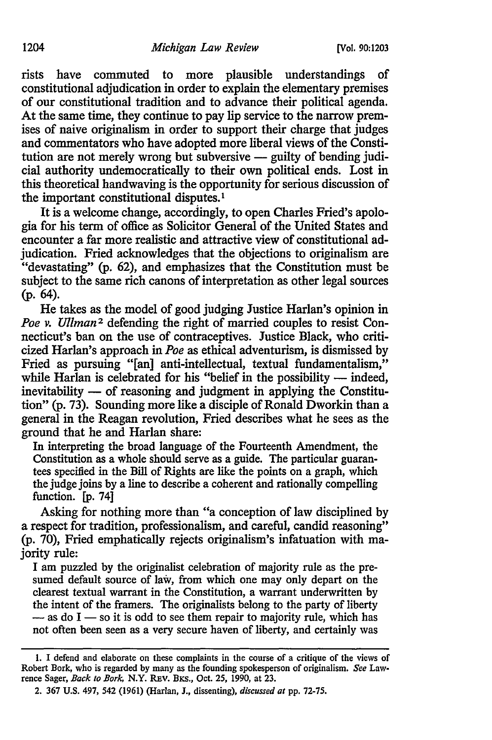rists have commuted to more plausible understandings of constitutional adjudication in order to explain the elementary premises of our constitutional tradition and to advance their political agenda. At the same time, they continue to pay lip service to the narrow premises of naive originalism in order to support their charge that judges and commentators who have adopted more liberal views of the Constitution are not merely wrong but subversive — guilty of bending judicial authority undemocratically to their own political ends. Lost in this theoretical handwaving is the opportunity for serious discussion of the important constitutional disputes.[1]

It is a welcome change, accordingly, to open Charles Fried's apologia for his term of office as Solicitor General of the United States and encounter a far more realistic and attractive view of constitutional adjudication. Fried acknowledges that the objections to originalism are "devastating" (p. 62), and emphasizes that the Constitution must be subject to the same rich canons of interpretation as other legal sources (p. 64).

He takes as the model of good judging Justice Harlan's opinion in *Poe v. Ullman*[2] defending the right of married couples to resist Connecticut's ban on the use of contraceptives. Justice Black, who criticized Harlan's approach in *Poe* as ethical adventurism, is dismissed by Fried as pursuing "[an] anti-intellectual, textual fundamentalism," while Harlan is celebrated for his "belief in the possibility — indeed, inevitability — of reasoning and judgment in applying the Constitution" (p. 73). Sounding more like a disciple of Ronald Dworkin than a general in the Reagan revolution, Fried describes what he sees as the ground that he and Harlan share:

> In interpreting the broad language of the Fourteenth Amendment, the Constitution as a whole should serve as a guide. The particular guarantees specified in the Bill of Rights are like the points on a graph, which the judge joins by a line to describe a coherent and rationally compelling function. [p. 74]

Asking for nothing more than "a conception of law disciplined by a respect for tradition, professionalism, and careful, candid reasoning" (p. 70), Fried emphatically rejects originalism's infatuation with majority rule:

> I am puzzled by the originalist celebration of majority rule as the presumed default source of law, from which one may only depart on the clearest textual warrant in the Constitution, a warrant underwritten by the intent of the framers. The originalists belong to the party of liberty — as do I — so it is odd to see them repair to majority rule, which has not often been seen as a very secure haven of liberty, and certainly was

---

1. I defend and elaborate on these complaints in the course of a critique of the views of Robert Bork, who is regarded by many as the founding spokesperson of originalism. *See* Lawrence Sager, *Back to Bork*, N.Y. REV. BKS., Oct. 25, 1990, at 23.

2. 367 U.S. 497, 542 (1961) (Harlan, J., dissenting), *discussed at* pp. 72-75.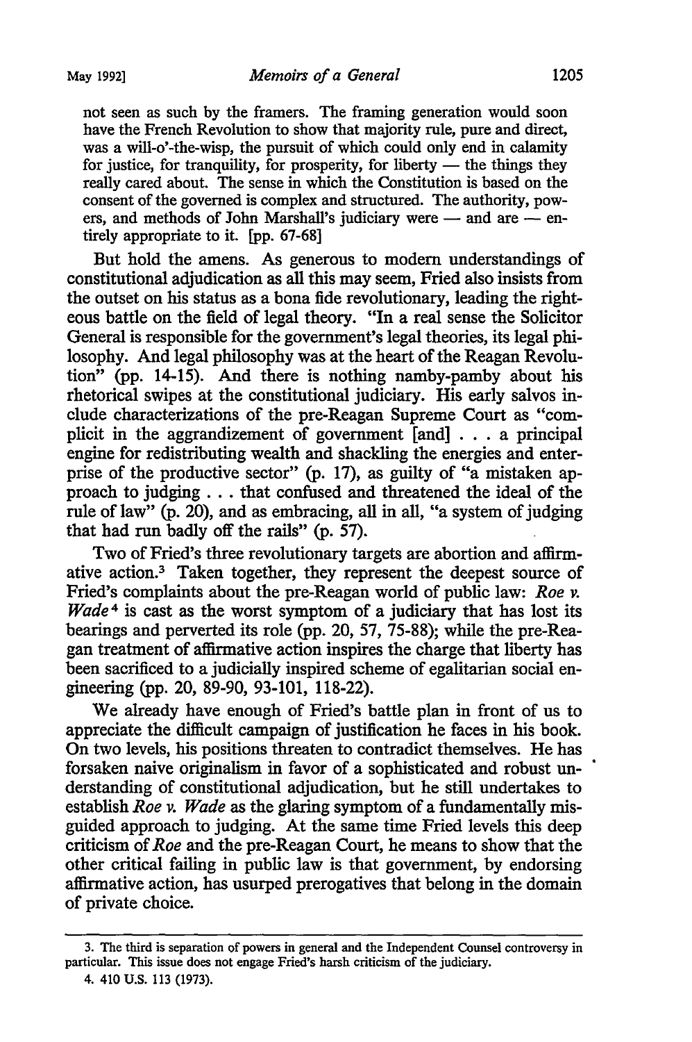not seen as such by the framers. The framing generation would soon have the French Revolution to show that majority rule, pure and direct, was a will-o'-the-wisp, the pursuit of which could only end in calamity for justice, for tranquility, for prosperity, for liberty — the things they really cared about. The sense in which the Constitution is based on the consent of the governed is complex and structured. The authority, powers, and methods of John Marshall's judiciary were — and are — entirely appropriate to it. [pp. 67-68]

But hold the amens. As generous to modern understandings of constitutional adjudication as all this may seem, Fried also insists from the outset on his status as a bona fide revolutionary, leading the righteous battle on the field of legal theory. "In a real sense the Solicitor General is responsible for the government's legal theories, its legal philosophy. And legal philosophy was at the heart of the Reagan Revolution" (pp. 14-15). And there is nothing namby-pamby about his rhetorical swipes at the constitutional judiciary. His early salvos include characterizations of the pre-Reagan Supreme Court as "complicit in the aggrandizement of government [and] . . . a principal engine for redistributing wealth and shackling the energies and enterprise of the productive sector" (p. 17), as guilty of "a mistaken approach to judging . . . that confused and threatened the ideal of the rule of law" (p. 20), and as embracing, all in all, "a system of judging that had run badly off the rails" (p. 57).

Two of Fried's three revolutionary targets are abortion and affirmative action.[3] Taken together, they represent the deepest source of Fried's complaints about the pre-Reagan world of public law: *Roe v. Wade*[4] is cast as the worst symptom of a judiciary that has lost its bearings and perverted its role (pp. 20, 57, 75-88); while the pre-Reagan treatment of affirmative action inspires the charge that liberty has been sacrificed to a judicially inspired scheme of egalitarian social engineering (pp. 20, 89-90, 93-101, 118-22).

We already have enough of Fried's battle plan in front of us to appreciate the difficult campaign of justification he faces in his book. On two levels, his positions threaten to contradict themselves. He has forsaken naive originalism in favor of a sophisticated and robust understanding of constitutional adjudication, but he still undertakes to establish *Roe v. Wade* as the glaring symptom of a fundamentally misguided approach to judging. At the same time Fried levels this deep criticism of *Roe* and the pre-Reagan Court, he means to show that the other critical failing in public law is that government, by endorsing affirmative action, has usurped prerogatives that belong in the domain of private choice.

---

3. The third is separation of powers in general and the Independent Counsel controversy in particular. This issue does not engage Fried's harsh criticism of the judiciary.

4. 410 U.S. 113 (1973).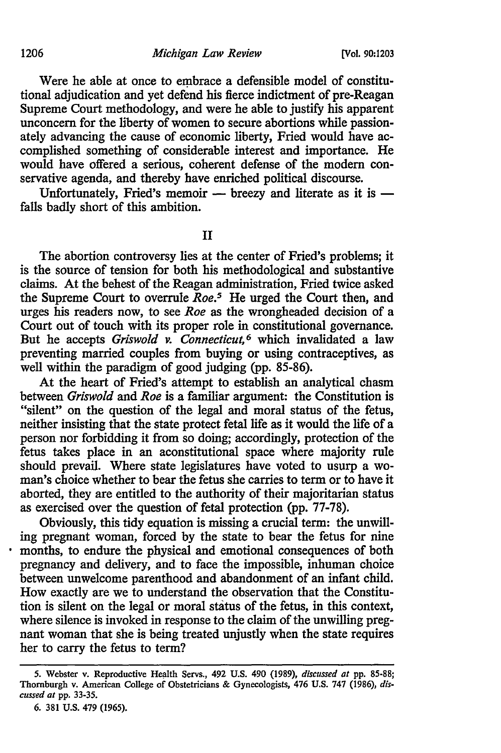Were he able at once to embrace a defensible model of constitutional adjudication and yet defend his fierce indictment of pre-Reagan Supreme Court methodology, and were he able to justify his apparent unconcern for the liberty of women to secure abortions while passionately advancing the cause of economic liberty, Fried would have accomplished something of considerable interest and importance. He would have offered a serious, coherent defense of the modern conservative agenda, and thereby have enriched political discourse.

Unfortunately, Fried's memoir — breezy and literate as it is — falls badly short of this ambition.

## II

The abortion controversy lies at the center of Fried's problems; it is the source of tension for both his methodological and substantive claims. At the behest of the Reagan administration, Fried twice asked the Supreme Court to overrule *Roe*.[5] He urged the Court then, and urges his readers now, to see *Roe* as the wrongheaded decision of a Court out of touch with its proper role in constitutional governance. But he accepts *Griswold v. Connecticut*,[6] which invalidated a law preventing married couples from buying or using contraceptives, as well within the paradigm of good judging (pp. 85-86).

At the heart of Fried's attempt to establish an analytical chasm between *Griswold* and *Roe* is a familiar argument: the Constitution is "silent" on the question of the legal and moral status of the fetus, neither insisting that the state protect fetal life as it would the life of a person nor forbidding it from so doing; accordingly, protection of the fetus takes place in an aconstitutional space where majority rule should prevail. Where state legislatures have voted to usurp a woman's choice whether to bear the fetus she carries to term or to have it aborted, they are entitled to the authority of their majoritarian status as exercised over the question of fetal protection (pp. 77-78).

Obviously, this tidy equation is missing a crucial term: the unwilling pregnant woman, forced by the state to bear the fetus for nine months, to endure the physical and emotional consequences of both pregnancy and delivery, and to face the impossible, inhuman choice between unwelcome parenthood and abandonment of an infant child. How exactly are we to understand the observation that the Constitution is silent on the legal or moral status of the fetus, in this context, where silence is invoked in response to the claim of the unwilling pregnant woman that she is being treated unjustly when the state requires her to carry the fetus to term?

---

5. Webster v. Reproductive Health Servs., 492 U.S. 490 (1989), *discussed at* pp. 85-88; Thornburgh v. American College of Obstetricians & Gynecologists, 476 U.S. 747 (1986), *discussed at* pp. 33-35.

6. 381 U.S. 479 (1965).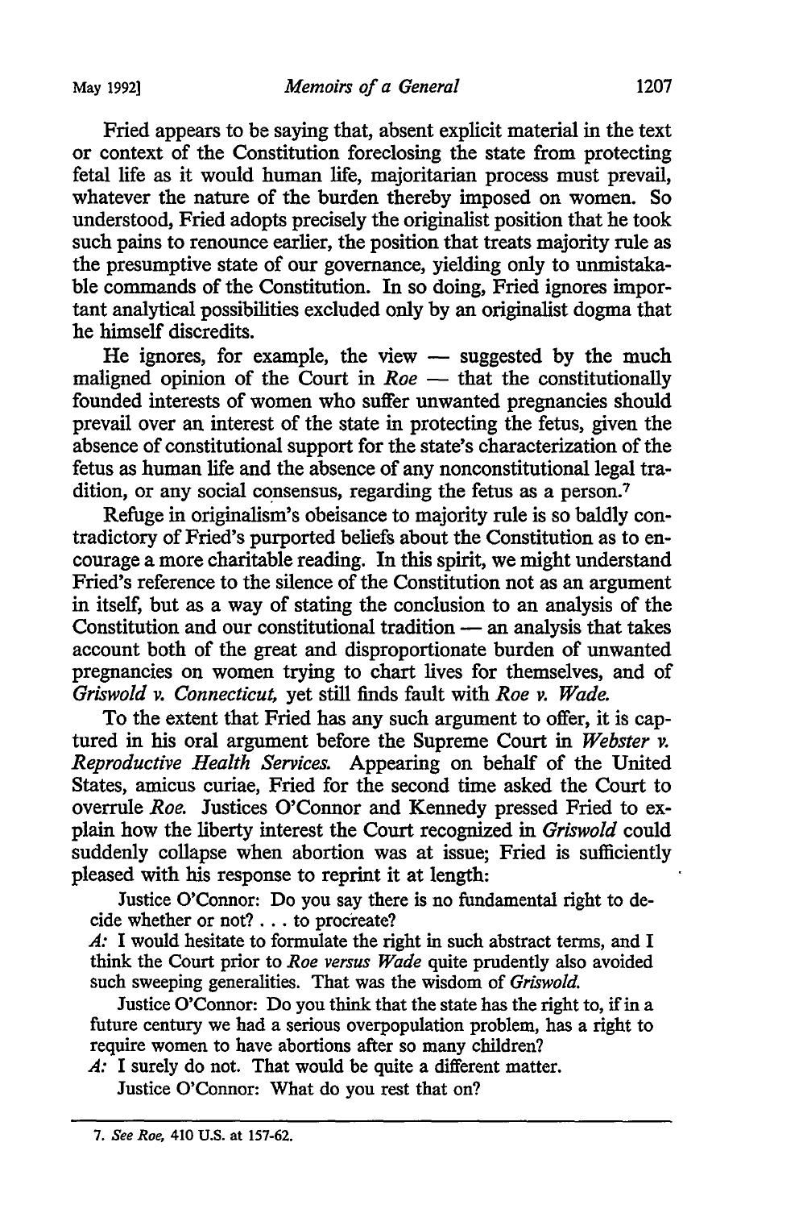Fried appears to be saying that, absent explicit material in the text or context of the Constitution foreclosing the state from protecting fetal life as it would human life, majoritarian process must prevail, whatever the nature of the burden thereby imposed on women. So understood, Fried adopts precisely the originalist position that he took such pains to renounce earlier, the position that treats majority rule as the presumptive state of our governance, yielding only to unmistakable commands of the Constitution. In so doing, Fried ignores important analytical possibilities excluded only by an originalist dogma that he himself discredits.

He ignores, for example, the view — suggested by the much maligned opinion of the Court in *Roe* — that the constitutionally founded interests of women who suffer unwanted pregnancies should prevail over an interest of the state in protecting the fetus, given the absence of constitutional support for the state's characterization of the fetus as human life and the absence of any nonconstitutional legal tradition, or any social consensus, regarding the fetus as a person.[7]

Refuge in originalism's obeisance to majority rule is so baldly contradictory of Fried's purported beliefs about the Constitution as to encourage a more charitable reading. In this spirit, we might understand Fried's reference to the silence of the Constitution not as an argument in itself, but as a way of stating the conclusion to an analysis of the Constitution and our constitutional tradition — an analysis that takes account both of the great and disproportionate burden of unwanted pregnancies on women trying to chart lives for themselves, and of *Griswold v. Connecticut*, yet still finds fault with *Roe v. Wade*.

To the extent that Fried has any such argument to offer, it is captured in his oral argument before the Supreme Court in *Webster v. Reproductive Health Services*. Appearing on behalf of the United States, amicus curiae, Fried for the second time asked the Court to overrule *Roe*. Justices O'Connor and Kennedy pressed Fried to explain how the liberty interest the Court recognized in *Griswold* could suddenly collapse when abortion was at issue; Fried is sufficiently pleased with his response to reprint it at length:

> Justice O'Connor: Do you say there is no fundamental right to decide whether or not? . . . to procreate?
>
> *A:* I would hesitate to formulate the right in such abstract terms, and I think the Court prior to *Roe versus Wade* quite prudently also avoided such sweeping generalities. That was the wisdom of *Griswold*.
>
> Justice O'Connor: Do you think that the state has the right to, if in a future century we had a serious overpopulation problem, has a right to require women to have abortions after so many children?
>
> *A:* I surely do not. That would be quite a different matter.
>
> Justice O'Connor: What do you rest that on?

---

7. *See Roe*, 410 U.S. at 157-62.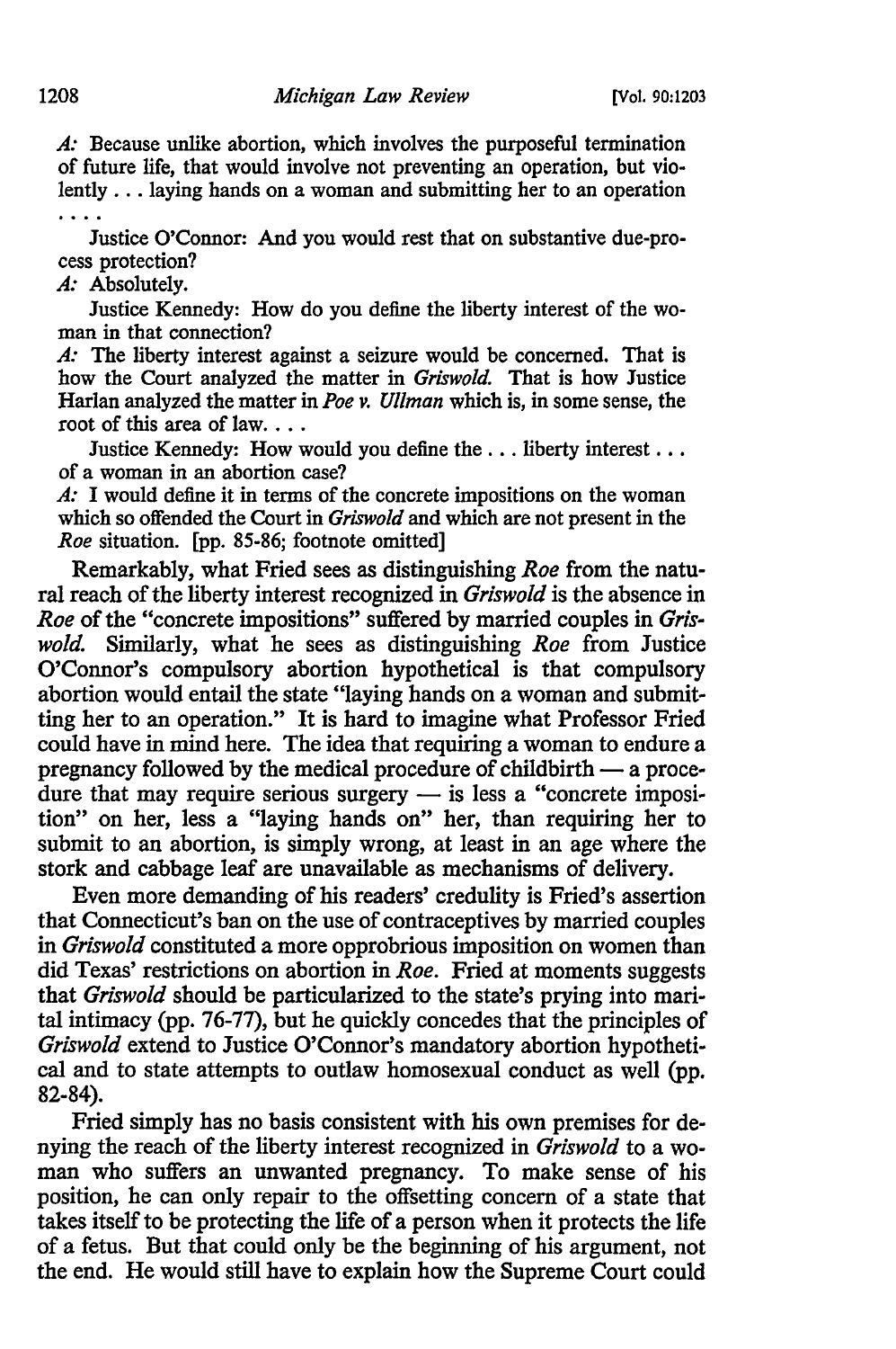*A:* Because unlike abortion, which involves the purposeful termination of future life, that would involve not preventing an operation, but violently . . . laying hands on a woman and submitting her to an operation . . . .

Justice O'Connor: And you would rest that on substantive due-process protection?

*A:* Absolutely.

Justice Kennedy: How do you define the liberty interest of the woman in that connection?

*A:* The liberty interest against a seizure would be concerned. That is how the Court analyzed the matter in *Griswold.* That is how Justice Harlan analyzed the matter in *Poe v. Ullman* which is, in some sense, the root of this area of law. . . .

Justice Kennedy: How would you define the . . . liberty interest . . . of a woman in an abortion case?

*A:* I would define it in terms of the concrete impositions on the woman which so offended the Court in *Griswold* and which are not present in the *Roe* situation. [pp. 85-86; footnote omitted]

Remarkably, what Fried sees as distinguishing *Roe* from the natural reach of the liberty interest recognized in *Griswold* is the absence in *Roe* of the "concrete impositions" suffered by married couples in *Griswold.* Similarly, what he sees as distinguishing *Roe* from Justice O'Connor's compulsory abortion hypothetical is that compulsory abortion would entail the state "laying hands on a woman and submitting her to an operation." It is hard to imagine what Professor Fried could have in mind here. The idea that requiring a woman to endure a pregnancy followed by the medical procedure of childbirth — a procedure that may require serious surgery — is less a "concrete imposition" on her, less a "laying hands on" her, than requiring her to submit to an abortion, is simply wrong, at least in an age where the stork and cabbage leaf are unavailable as mechanisms of delivery.

Even more demanding of his readers' credulity is Fried's assertion that Connecticut's ban on the use of contraceptives by married couples in *Griswold* constituted a more opprobrious imposition on women than did Texas' restrictions on abortion in *Roe.* Fried at moments suggests that *Griswold* should be particularized to the state's prying into marital intimacy (pp. 76-77), but he quickly concedes that the principles of *Griswold* extend to Justice O'Connor's mandatory abortion hypothetical and to state attempts to outlaw homosexual conduct as well (pp. 82-84).

Fried simply has no basis consistent with his own premises for denying the reach of the liberty interest recognized in *Griswold* to a woman who suffers an unwanted pregnancy. To make sense of his position, he can only repair to the offsetting concern of a state that takes itself to be protecting the life of a person when it protects the life of a fetus. But that could only be the beginning of his argument, not the end. He would still have to explain how the Supreme Court could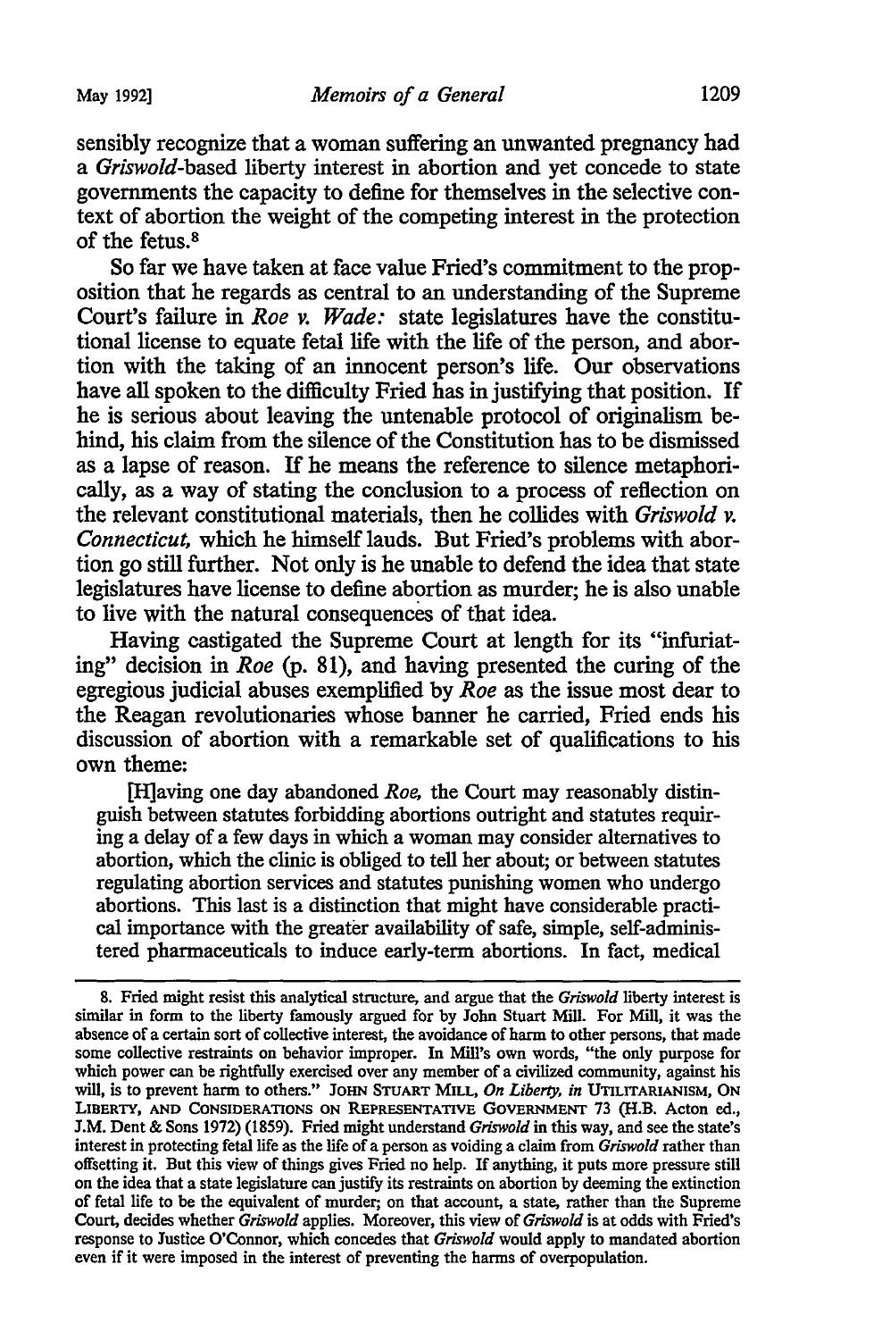sensibly recognize that a woman suffering an unwanted pregnancy had a *Griswold*-based liberty interest in abortion and yet concede to state governments the capacity to define for themselves in the selective context of abortion the weight of the competing interest in the protection of the fetus.[8]

So far we have taken at face value Fried's commitment to the proposition that he regards as central to an understanding of the Supreme Court's failure in *Roe v. Wade:* state legislatures have the constitutional license to equate fetal life with the life of the person, and abortion with the taking of an innocent person's life. Our observations have all spoken to the difficulty Fried has in justifying that position. If he is serious about leaving the untenable protocol of originalism behind, his claim from the silence of the Constitution has to be dismissed as a lapse of reason. If he means the reference to silence metaphorically, as a way of stating the conclusion to a process of reflection on the relevant constitutional materials, then he collides with *Griswold v. Connecticut,* which he himself lauds. But Fried's problems with abortion go still further. Not only is he unable to defend the idea that state legislatures have license to define abortion as murder; he is also unable to live with the natural consequences of that idea.

Having castigated the Supreme Court at length for its "infuriating" decision in *Roe* (p. 81), and having presented the curing of the egregious judicial abuses exemplified by *Roe* as the issue most dear to the Reagan revolutionaries whose banner he carried, Fried ends his discussion of abortion with a remarkable set of qualifications to his own theme:

> [H]aving one day abandoned *Roe,* the Court may reasonably distinguish between statutes forbidding abortions outright and statutes requiring a delay of a few days in which a woman may consider alternatives to abortion, which the clinic is obliged to tell her about; or between statutes regulating abortion services and statutes punishing women who undergo abortions. This last is a distinction that might have considerable practical importance with the greater availability of safe, simple, self-administered pharmaceuticals to induce early-term abortions. In fact, medical

---

8. Fried might resist this analytical structure, and argue that the *Griswold* liberty interest is similar in form to the liberty famously argued for by John Stuart Mill. For Mill, it was the absence of a certain sort of collective interest, the avoidance of harm to other persons, that made some collective restraints on behavior improper. In Mill's own words, "the only purpose for which power can be rightfully exercised over any member of a civilized community, against his will, is to prevent harm to others." JOHN STUART MILL, *On Liberty, in* UTILITARIANISM, ON LIBERTY, AND CONSIDERATIONS ON REPRESENTATIVE GOVERNMENT 73 (H.B. Acton ed., J.M. Dent & Sons 1972) (1859). Fried might understand *Griswold* in this way, and see the state's interest in protecting fetal life as the life of a person as voiding a claim from *Griswold* rather than offsetting it. But this view of things gives Fried no help. If anything, it puts more pressure still on the idea that a state legislature can justify its restraints on abortion by deeming the extinction of fetal life to be the equivalent of murder; on that account, a state, rather than the Supreme Court, decides whether *Griswold* applies. Moreover, this view of *Griswold* is at odds with Fried's response to Justice O'Connor, which concedes that *Griswold* would apply to mandated abortion even if it were imposed in the interest of preventing the harms of overpopulation.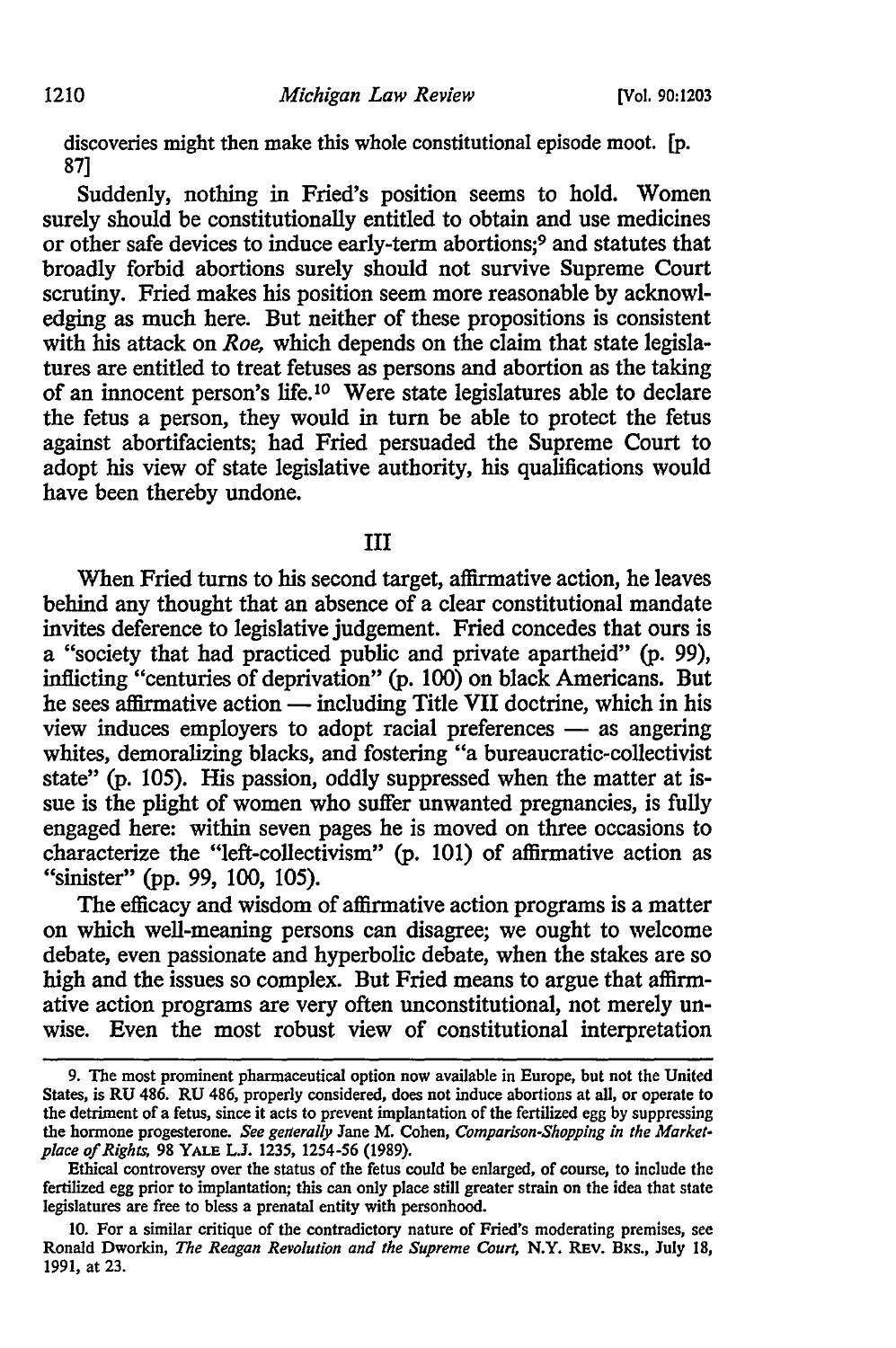discoveries might then make this whole constitutional episode moot. [p. 87]

Suddenly, nothing in Fried's position seems to hold. Women surely should be constitutionally entitled to obtain and use medicines or other safe devices to induce early-term abortions;[9] and statutes that broadly forbid abortions surely should not survive Supreme Court scrutiny. Fried makes his position seem more reasonable by acknowledging as much here. But neither of these propositions is consistent with his attack on *Roe*, which depends on the claim that state legislatures are entitled to treat fetuses as persons and abortion as the taking of an innocent person's life.[10] Were state legislatures able to declare the fetus a person, they would in turn be able to protect the fetus against abortifacients; had Fried persuaded the Supreme Court to adopt his view of state legislative authority, his qualifications would have been thereby undone.

## III

When Fried turns to his second target, affirmative action, he leaves behind any thought that an absence of a clear constitutional mandate invites deference to legislative judgement. Fried concedes that ours is a "society that had practiced public and private apartheid" (p. 99), inflicting "centuries of deprivation" (p. 100) on black Americans. But he sees affirmative action — including Title VII doctrine, which in his view induces employers to adopt racial preferences — as angering whites, demoralizing blacks, and fostering "a bureaucratic-collectivist state" (p. 105). His passion, oddly suppressed when the matter at issue is the plight of women who suffer unwanted pregnancies, is fully engaged here: within seven pages he is moved on three occasions to characterize the "left-collectivism" (p. 101) of affirmative action as "sinister" (pp. 99, 100, 105).

The efficacy and wisdom of affirmative action programs is a matter on which well-meaning persons can disagree; we ought to welcome debate, even passionate and hyperbolic debate, when the stakes are so high and the issues so complex. But Fried means to argue that affirmative action programs are very often unconstitutional, not merely unwise. Even the most robust view of constitutional interpretation

---

9. The most prominent pharmaceutical option now available in Europe, but not the United States, is RU 486. RU 486, properly considered, does not induce abortions at all, or operate to the detriment of a fetus, since it acts to prevent implantation of the fertilized egg by suppressing the hormone progesterone. *See generally* Jane M. Cohen, *Comparison-Shopping in the Marketplace of Rights*, 98 YALE L.J. 1235, 1254-56 (1989).

Ethical controversy over the status of the fetus could be enlarged, of course, to include the fertilized egg prior to implantation; this can only place still greater strain on the idea that state legislatures are free to bless a prenatal entity with personhood.

10. For a similar critique of the contradictory nature of Fried's moderating premises, see Ronald Dworkin, *The Reagan Revolution and the Supreme Court*, N.Y. REV. BKS., July 18, 1991, at 23.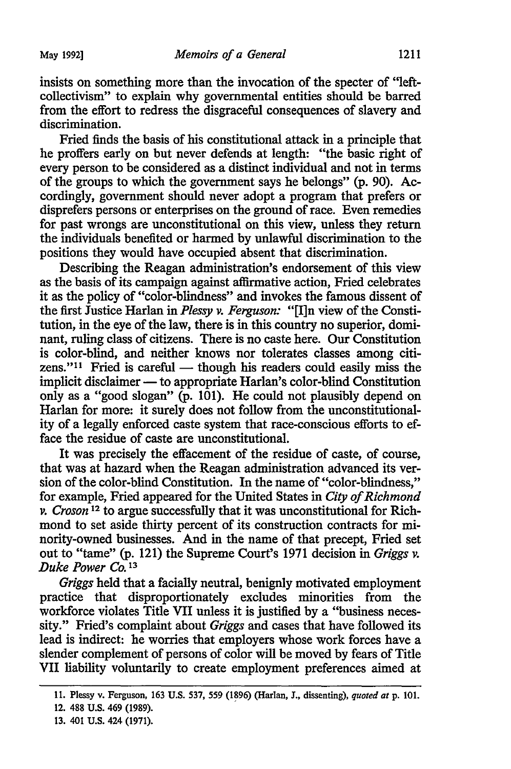insists on something more than the invocation of the specter of "left-collectivism" to explain why governmental entities should be barred from the effort to redress the disgraceful consequences of slavery and discrimination.

Fried finds the basis of his constitutional attack in a principle that he proffers early on but never defends at length: "the basic right of every person to be considered as a distinct individual and not in terms of the groups to which the government says he belongs" (p. 90). Accordingly, government should never adopt a program that prefers or disprefers persons or enterprises on the ground of race. Even remedies for past wrongs are unconstitutional on this view, unless they return the individuals benefited or harmed by unlawful discrimination to the positions they would have occupied absent that discrimination.

Describing the Reagan administration's endorsement of this view as the basis of its campaign against affirmative action, Fried celebrates it as the policy of "color-blindness" and invokes the famous dissent of the first Justice Harlan in *Plessy v. Ferguson:* "[I]n view of the Constitution, in the eye of the law, there is in this country no superior, dominant, ruling class of citizens. There is no caste here. Our Constitution is color-blind, and neither knows nor tolerates classes among citizens."[11] Fried is careful — though his readers could easily miss the implicit disclaimer — to appropriate Harlan's color-blind Constitution only as a "good slogan" (p. 101). He could not plausibly depend on Harlan for more: it surely does not follow from the unconstitutionality of a legally enforced caste system that race-conscious efforts to efface the residue of caste are unconstitutional.

It was precisely the effacement of the residue of caste, of course, that was at hazard when the Reagan administration advanced its version of the color-blind Constitution. In the name of "color-blindness," for example, Fried appeared for the United States in *City of Richmond v. Croson*[12] to argue successfully that it was unconstitutional for Richmond to set aside thirty percent of its construction contracts for minority-owned businesses. And in the name of that precept, Fried set out to "tame" (p. 121) the Supreme Court's 1971 decision in *Griggs v. Duke Power Co.*[13]

*Griggs* held that a facially neutral, benignly motivated employment practice that disproportionately excludes minorities from the workforce violates Title VII unless it is justified by a "business necessity." Fried's complaint about *Griggs* and cases that have followed its lead is indirect: he worries that employers whose work forces have a slender complement of persons of color will be moved by fears of Title VII liability voluntarily to create employment preferences aimed at

---

11. Plessy v. Ferguson, 163 U.S. 537, 559 (1896) (Harlan, J., dissenting), *quoted at* p. 101.

12. 488 U.S. 469 (1989).

13. 401 U.S. 424 (1971).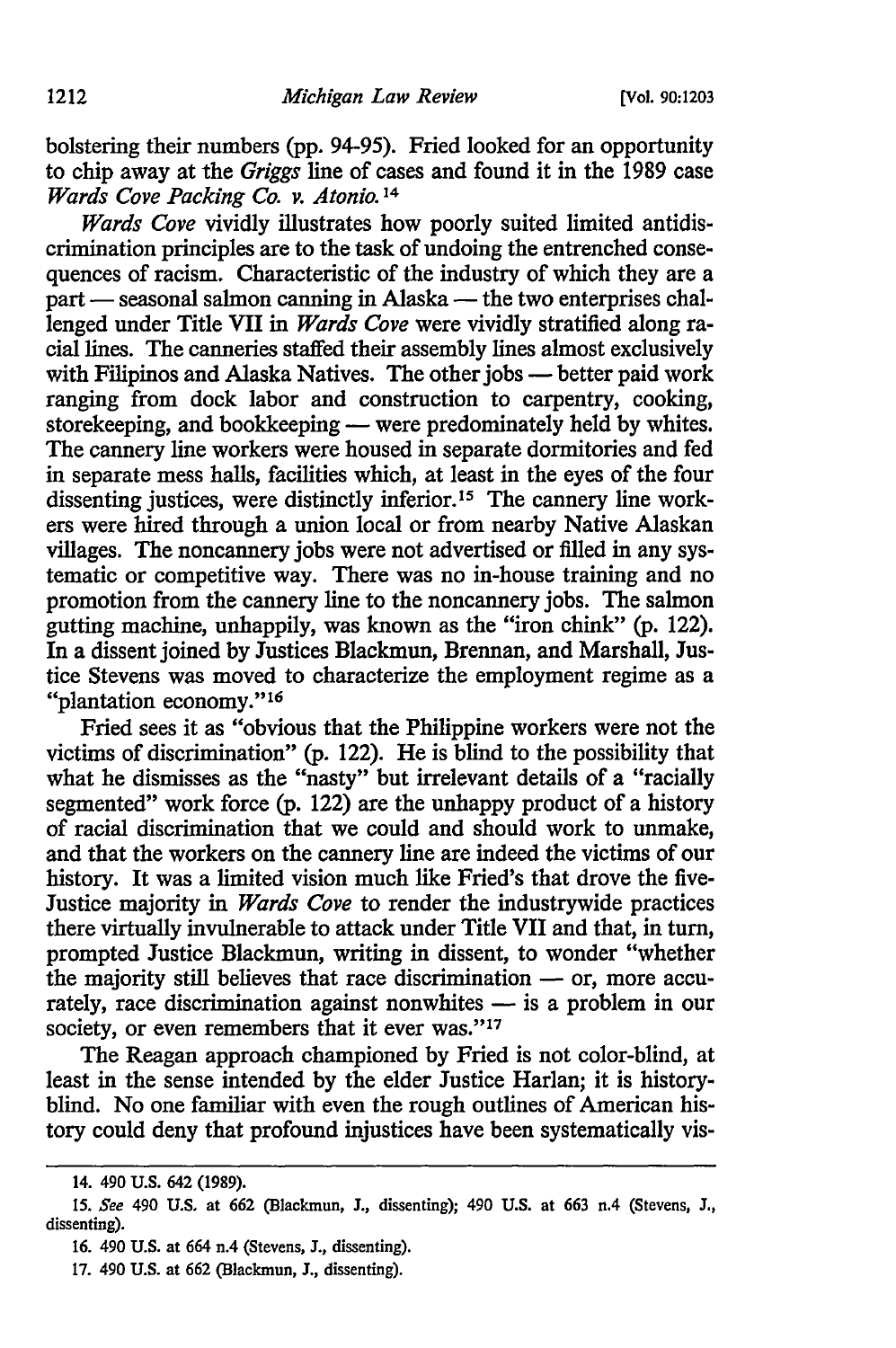bolstering their numbers (pp. 94-95). Fried looked for an opportunity to chip away at the *Griggs* line of cases and found it in the 1989 case *Wards Cove Packing Co. v. Atonio.*[14]

*Wards Cove* vividly illustrates how poorly suited limited antidiscrimination principles are to the task of undoing the entrenched consequences of racism. Characteristic of the industry of which they are a part — seasonal salmon canning in Alaska — the two enterprises challenged under Title VII in *Wards Cove* were vividly stratified along racial lines. The canneries staffed their assembly lines almost exclusively with Filipinos and Alaska Natives. The other jobs — better paid work ranging from dock labor and construction to carpentry, cooking, storekeeping, and bookkeeping — were predominately held by whites. The cannery line workers were housed in separate dormitories and fed in separate mess halls, facilities which, at least in the eyes of the four dissenting justices, were distinctly inferior.[15] The cannery line workers were hired through a union local or from nearby Native Alaskan villages. The noncannery jobs were not advertised or filled in any systematic or competitive way. There was no in-house training and no promotion from the cannery line to the noncannery jobs. The salmon gutting machine, unhappily, was known as the "iron chink" (p. 122). In a dissent joined by Justices Blackmun, Brennan, and Marshall, Justice Stevens was moved to characterize the employment regime as a "plantation economy."[16]

Fried sees it as "obvious that the Philippine workers were not the victims of discrimination" (p. 122). He is blind to the possibility that what he dismisses as the "nasty" but irrelevant details of a "racially segmented" work force (p. 122) are the unhappy product of a history of racial discrimination that we could and should work to unmake, and that the workers on the cannery line are indeed the victims of our history. It was a limited vision much like Fried's that drove the five-Justice majority in *Wards Cove* to render the industrywide practices there virtually invulnerable to attack under Title VII and that, in turn, prompted Justice Blackmun, writing in dissent, to wonder "whether the majority still believes that race discrimination — or, more accurately, race discrimination against nonwhites — is a problem in our society, or even remembers that it ever was."[17]

The Reagan approach championed by Fried is not color-blind, at least in the sense intended by the elder Justice Harlan; it is history-blind. No one familiar with even the rough outlines of American history could deny that profound injustices have been systematically vis-

---

14. 490 U.S. 642 (1989).

15. *See* 490 U.S. at 662 (Blackmun, J., dissenting); 490 U.S. at 663 n.4 (Stevens, J., dissenting).

16. 490 U.S. at 664 n.4 (Stevens, J., dissenting).

17. 490 U.S. at 662 (Blackmun, J., dissenting).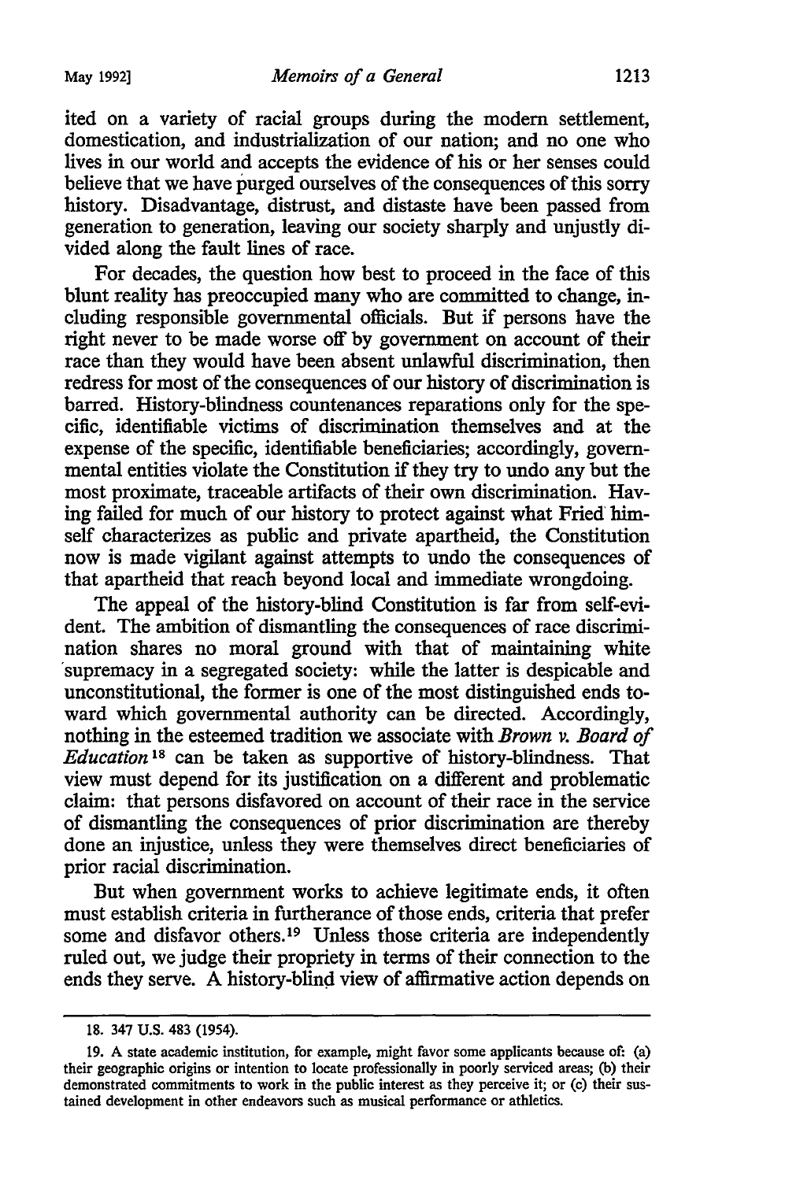ited on a variety of racial groups during the modern settlement, domestication, and industrialization of our nation; and no one who lives in our world and accepts the evidence of his or her senses could believe that we have purged ourselves of the consequences of this sorry history. Disadvantage, distrust, and distaste have been passed from generation to generation, leaving our society sharply and unjustly divided along the fault lines of race.

For decades, the question how best to proceed in the face of this blunt reality has preoccupied many who are committed to change, including responsible governmental officials. But if persons have the right never to be made worse off by government on account of their race than they would have been absent unlawful discrimination, then redress for most of the consequences of our history of discrimination is barred. History-blindness countenances reparations only for the specific, identifiable victims of discrimination themselves and at the expense of the specific, identifiable beneficiaries; accordingly, governmental entities violate the Constitution if they try to undo any but the most proximate, traceable artifacts of their own discrimination. Having failed for much of our history to protect against what Fried himself characterizes as public and private apartheid, the Constitution now is made vigilant against attempts to undo the consequences of that apartheid that reach beyond local and immediate wrongdoing.

The appeal of the history-blind Constitution is far from self-evident. The ambition of dismantling the consequences of race discrimination shares no moral ground with that of maintaining white supremacy in a segregated society: while the latter is despicable and unconstitutional, the former is one of the most distinguished ends toward which governmental authority can be directed. Accordingly, nothing in the esteemed tradition we associate with *Brown v. Board of Education*[18] can be taken as supportive of history-blindness. That view must depend for its justification on a different and problematic claim: that persons disfavored on account of their race in the service of dismantling the consequences of prior discrimination are thereby done an injustice, unless they were themselves direct beneficiaries of prior racial discrimination.

But when government works to achieve legitimate ends, it often must establish criteria in furtherance of those ends, criteria that prefer some and disfavor others.[19] Unless those criteria are independently ruled out, we judge their propriety in terms of their connection to the ends they serve. A history-blind view of affirmative action depends on

---

18. 347 U.S. 483 (1954).

19. A state academic institution, for example, might favor some applicants because of: (a) their geographic origins or intention to locate professionally in poorly serviced areas; (b) their demonstrated commitments to work in the public interest as they perceive it; or (c) their sustained development in other endeavors such as musical performance or athletics.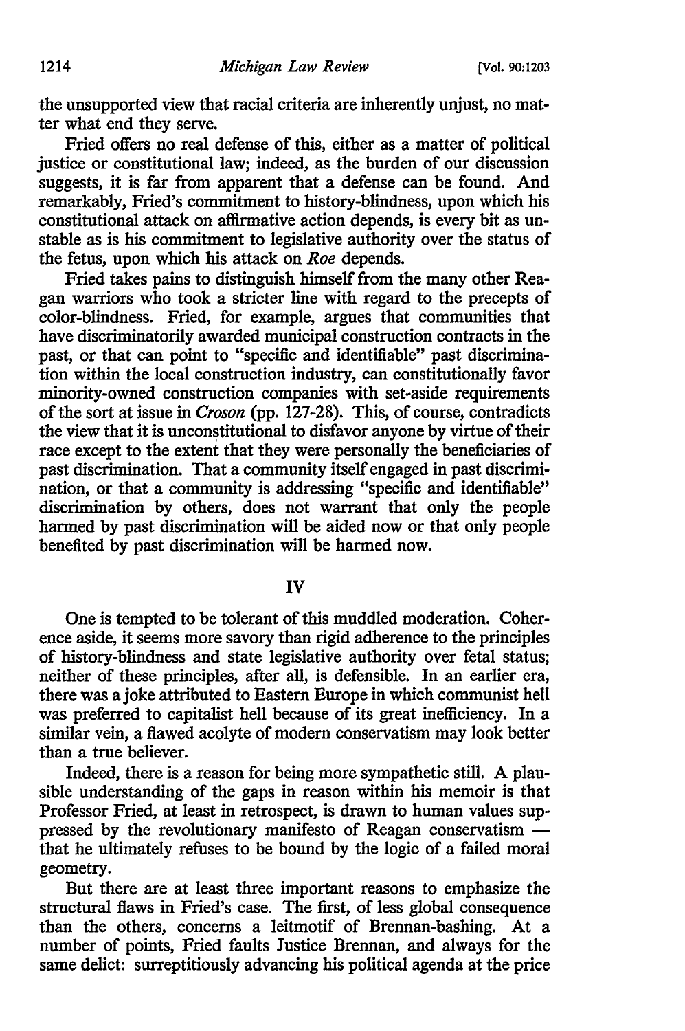the unsupported view that racial criteria are inherently unjust, no matter what end they serve.

Fried offers no real defense of this, either as a matter of political justice or constitutional law; indeed, as the burden of our discussion suggests, it is far from apparent that a defense can be found. And remarkably, Fried's commitment to history-blindness, upon which his constitutional attack on affirmative action depends, is every bit as unstable as is his commitment to legislative authority over the status of the fetus, upon which his attack on *Roe* depends.

Fried takes pains to distinguish himself from the many other Reagan warriors who took a stricter line with regard to the precepts of color-blindness. Fried, for example, argues that communities that have discriminatorily awarded municipal construction contracts in the past, or that can point to "specific and identifiable" past discrimination within the local construction industry, can constitutionally favor minority-owned construction companies with set-aside requirements of the sort at issue in *Croson* (pp. 127-28). This, of course, contradicts the view that it is unconstitutional to disfavor anyone by virtue of their race except to the extent that they were personally the beneficiaries of past discrimination. That a community itself engaged in past discrimination, or that a community is addressing "specific and identifiable" discrimination by others, does not warrant that only the people harmed by past discrimination will be aided now or that only people benefited by past discrimination will be harmed now.

## IV

One is tempted to be tolerant of this muddled moderation. Coherence aside, it seems more savory than rigid adherence to the principles of history-blindness and state legislative authority over fetal status; neither of these principles, after all, is defensible. In an earlier era, there was a joke attributed to Eastern Europe in which communist hell was preferred to capitalist hell because of its great inefficiency. In a similar vein, a flawed acolyte of modern conservatism may look better than a true believer.

Indeed, there is a reason for being more sympathetic still. A plausible understanding of the gaps in reason within his memoir is that Professor Fried, at least in retrospect, is drawn to human values suppressed by the revolutionary manifesto of Reagan conservatism — that he ultimately refuses to be bound by the logic of a failed moral geometry.

But there are at least three important reasons to emphasize the structural flaws in Fried's case. The first, of less global consequence than the others, concerns a leitmotif of Brennan-bashing. At a number of points, Fried faults Justice Brennan, and always for the same delict: surreptitiously advancing his political agenda at the price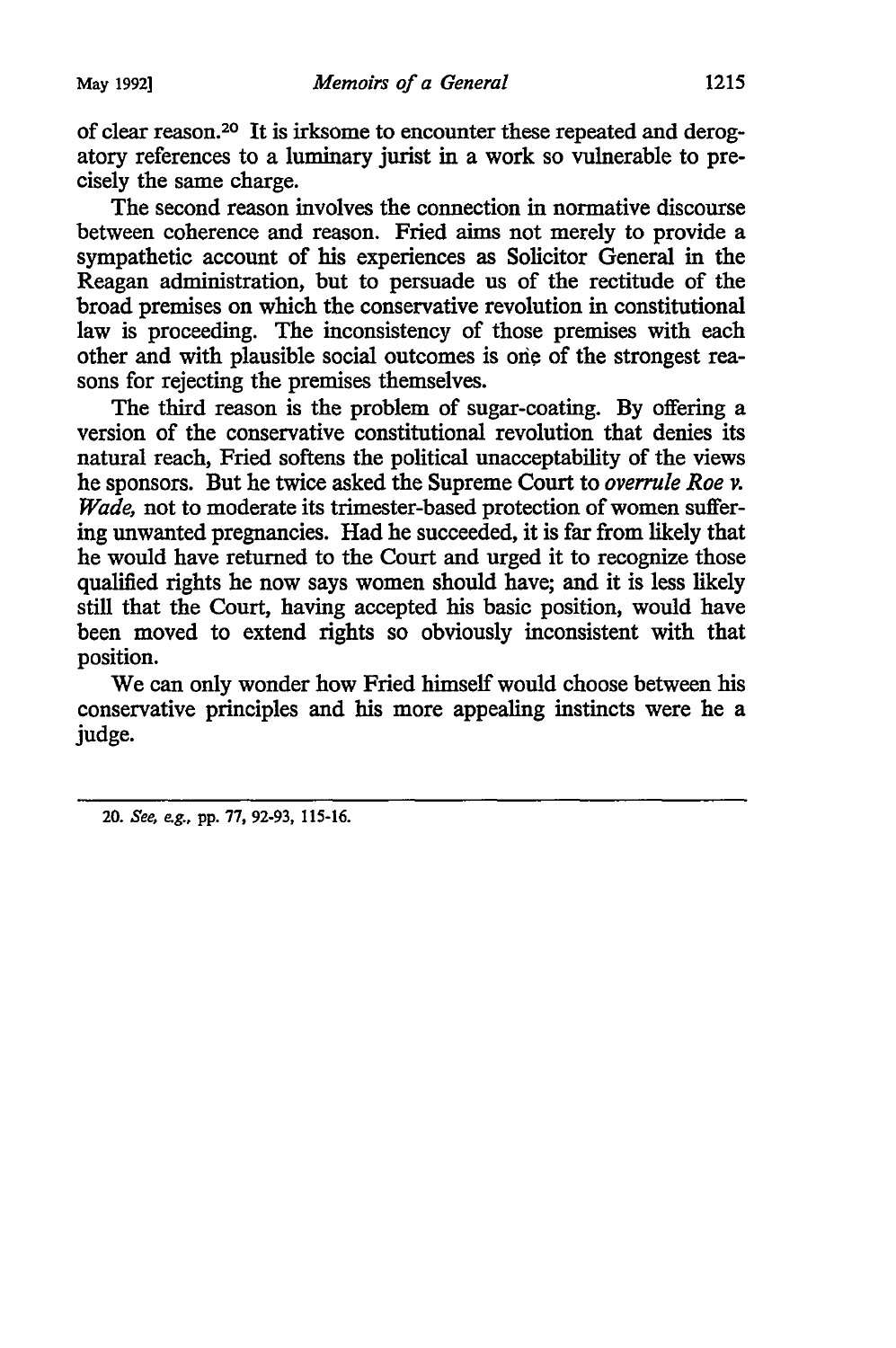of clear reason.[20] It is irksome to encounter these repeated and derogatory references to a luminary jurist in a work so vulnerable to precisely the same charge.

The second reason involves the connection in normative discourse between coherence and reason. Fried aims not merely to provide a sympathetic account of his experiences as Solicitor General in the Reagan administration, but to persuade us of the rectitude of the broad premises on which the conservative revolution in constitutional law is proceeding. The inconsistency of those premises with each other and with plausible social outcomes is one of the strongest reasons for rejecting the premises themselves.

The third reason is the problem of sugar-coating. By offering a version of the conservative constitutional revolution that denies its natural reach, Fried softens the political unacceptability of the views he sponsors. But he twice asked the Supreme Court to *overrule Roe v. Wade,* not to moderate its trimester-based protection of women suffering unwanted pregnancies. Had he succeeded, it is far from likely that he would have returned to the Court and urged it to recognize those qualified rights he now says women should have; and it is less likely still that the Court, having accepted his basic position, would have been moved to extend rights so obviously inconsistent with that position.

We can only wonder how Fried himself would choose between his conservative principles and his more appealing instincts were he a judge.

---

20. *See, e.g.,* pp. 77, 92-93, 115-16.